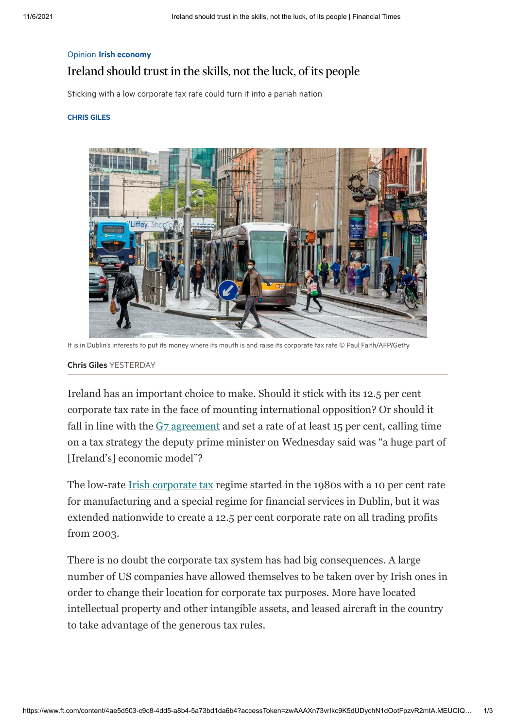Opinion **Irish economy**

# Ireland should trust in the skills, not the luck, of its people

Sticking with a low corporate tax rate could turn it into a pariah nation

**CHRIS GILES**

It is in Dublin's interests to put its money where its mouth is and raise its corporate tax rate © Paul Faith/AFP/Getty

**Chris Giles** YESTERDAY

Ireland has an important choice to make. Should it stick with its 12.5 per cent corporate tax rate in the face of mounting international opposition? Or should it fall in line with the G7 agreement and set a rate of at least 15 per cent, calling time on a tax strategy the deputy prime minister on Wednesday said was "a huge part of [Ireland's] economic model"?

The low-rate Irish corporate tax regime started in the 1980s with a 10 per cent rate for manufacturing and a special regime for financial services in Dublin, but it was extended nationwide to create a 12.5 per cent corporate rate on all trading profits from 2003.

There is no doubt the corporate tax system has had big consequences. A large number of US companies have allowed themselves to be taken over by Irish ones in order to change their location for corporate tax purposes. More have located intellectual property and other intangible assets, and leased aircraft in the country to take advantage of the generous tax rules.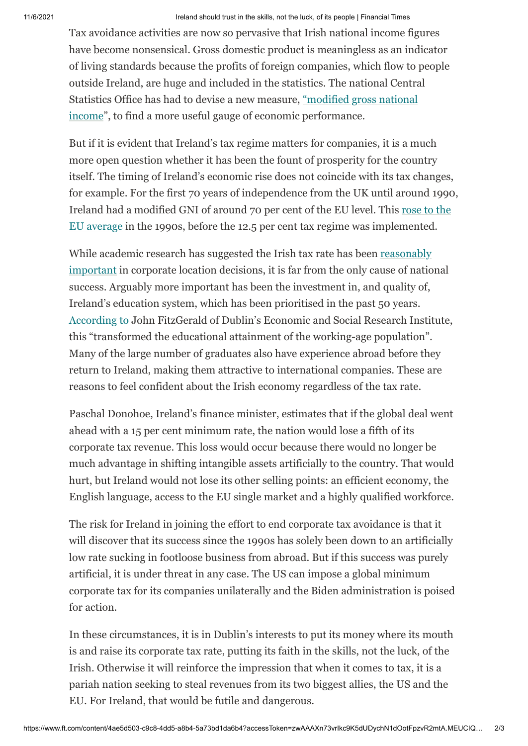Tax avoidance activities are now so pervasive that Irish national income figures have become nonsensical. Gross domestic product is meaningless as an indicator of living standards because the profits of foreign companies, which flow to people outside Ireland, are huge and included in the statistics. The national Central Statistics Office has had to devise a new measure, "modified gross national income", to find a more useful gauge of economic performance.

But if it is evident that Ireland's tax regime matters for companies, it is a much more open question whether it has been the fount of prosperity for the country itself. The timing of Ireland's economic rise does not coincide with its tax changes, for example. For the first 70 years of independence from the UK until around 1990, Ireland had a modified GNI of around 70 per cent of the EU level. This rose to the EU average in the 1990s, before the 12.5 per cent tax regime was implemented.

While academic research has suggested the Irish tax rate has been reasonably important in corporate location decisions, it is far from the only cause of national success. Arguably more important has been the investment in, and quality of, Ireland's education system, which has been prioritised in the past 50 years. According to John FitzGerald of Dublin's Economic and Social Research Institute, this "transformed the educational attainment of the working-age population". Many of the large number of graduates also have experience abroad before they return to Ireland, making them attractive to international companies. These are reasons to feel confident about the Irish economy regardless of the tax rate.

Paschal Donohoe, Ireland's finance minister, estimates that if the global deal went ahead with a 15 per cent minimum rate, the nation would lose a fifth of its corporate tax revenue. This loss would occur because there would no longer be much advantage in shifting intangible assets artificially to the country. That would hurt, but Ireland would not lose its other selling points: an efficient economy, the English language, access to the EU single market and a highly qualified workforce.

The risk for Ireland in joining the effort to end corporate tax avoidance is that it will discover that its success since the 1990s has solely been down to an artificially low rate sucking in footloose business from abroad. But if this success was purely artificial, it is under threat in any case. The US can impose a global minimum corporate tax for its companies unilaterally and the Biden administration is poised for action.

In these circumstances, it is in Dublin's interests to put its money where its mouth is and raise its corporate tax rate, putting its faith in the skills, not the luck, of the Irish. Otherwise it will reinforce the impression that when it comes to tax, it is a pariah nation seeking to steal revenues from its two biggest allies, the US and the EU. For Ireland, that would be futile and dangerous.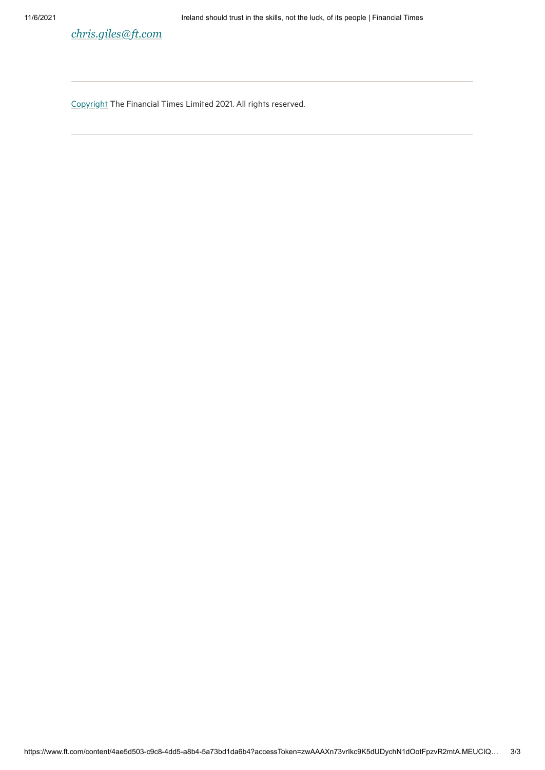*chris.giles@ft.com*

---

Copyright The Financial Times Limited 2021. All rights reserved.

---